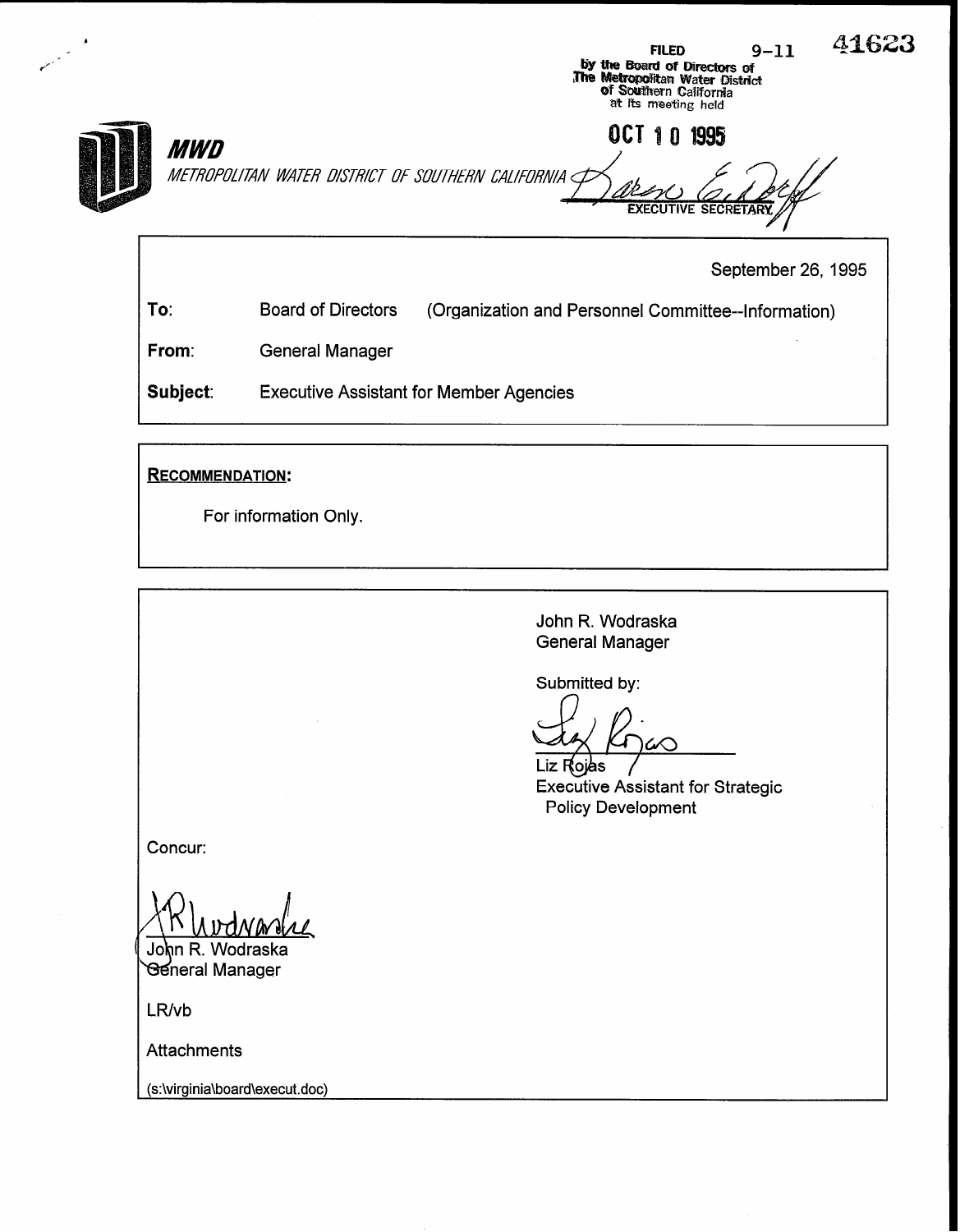FILED by the Board of Directors of The Metropolitan Water District of Southern California at its meeting held 9-11 41623

OCT 10 1995

EXECUTIVE SECRETARY

**MWD**

*METROPOLITAN WATER DISTRICT OF SOUTHERN CALIFORNIA*

September 26, 1995

**To**: Board of Directors (Organization and Personnel Committee--Information)

**From**: General Manager

**Subject**: Executive Assistant for Member Agencies

**RECOMMENDATION:**

For information Only.

John R. Wodraska
General Manager

Submitted by:

Liz Rojas
Executive Assistant for Strategic Policy Development

Concur:

John R. Wodraska
General Manager

LR/vb

Attachments

(s:\virginia\board\execut.doc)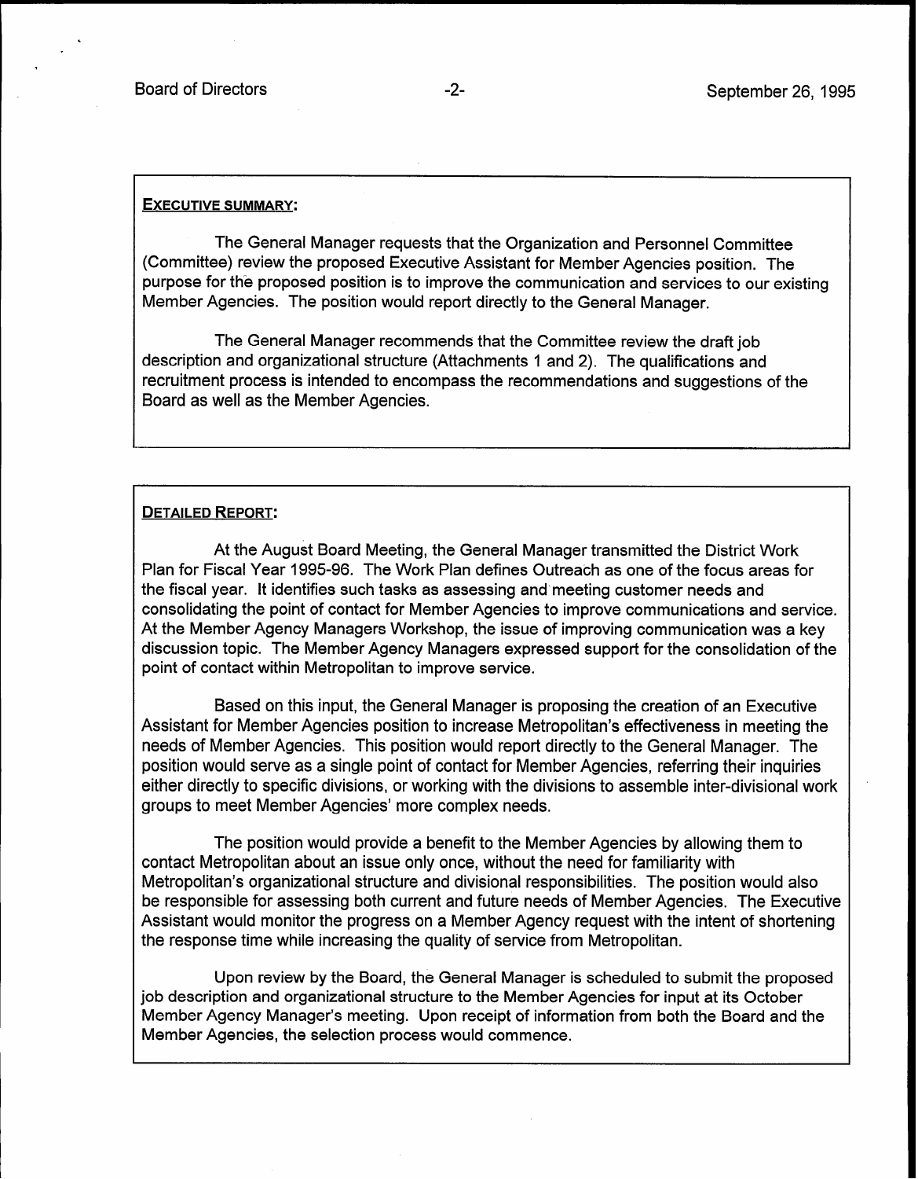**EXECUTIVE SUMMARY:**

The General Manager requests that the Organization and Personnel Committee (Committee) review the proposed Executive Assistant for Member Agencies position. The purpose for the proposed position is to improve the communication and services to our existing Member Agencies. The position would report directly to the General Manager.

The General Manager recommends that the Committee review the draft job description and organizational structure (Attachments 1 and 2). The qualifications and recruitment process is intended to encompass the recommendations and suggestions of the Board as well as the Member Agencies.

**DETAILED REPORT:**

At the August Board Meeting, the General Manager transmitted the District Work Plan for Fiscal Year 1995-96. The Work Plan defines Outreach as one of the focus areas for the fiscal year. It identifies such tasks as assessing and meeting customer needs and consolidating the point of contact for Member Agencies to improve communications and service. At the Member Agency Managers Workshop, the issue of improving communication was a key discussion topic. The Member Agency Managers expressed support for the consolidation of the point of contact within Metropolitan to improve service.

Based on this input, the General Manager is proposing the creation of an Executive Assistant for Member Agencies position to increase Metropolitan's effectiveness in meeting the needs of Member Agencies. This position would report directly to the General Manager. The position would serve as a single point of contact for Member Agencies, referring their inquiries either directly to specific divisions, or working with the divisions to assemble inter-divisional work groups to meet Member Agencies' more complex needs.

The position would provide a benefit to the Member Agencies by allowing them to contact Metropolitan about an issue only once, without the need for familiarity with Metropolitan's organizational structure and divisional responsibilities. The position would also be responsible for assessing both current and future needs of Member Agencies. The Executive Assistant would monitor the progress on a Member Agency request with the intent of shortening the response time while increasing the quality of service from Metropolitan.

Upon review by the Board, the General Manager is scheduled to submit the proposed job description and organizational structure to the Member Agencies for input at its October Member Agency Manager's meeting. Upon receipt of information from both the Board and the Member Agencies, the selection process would commence.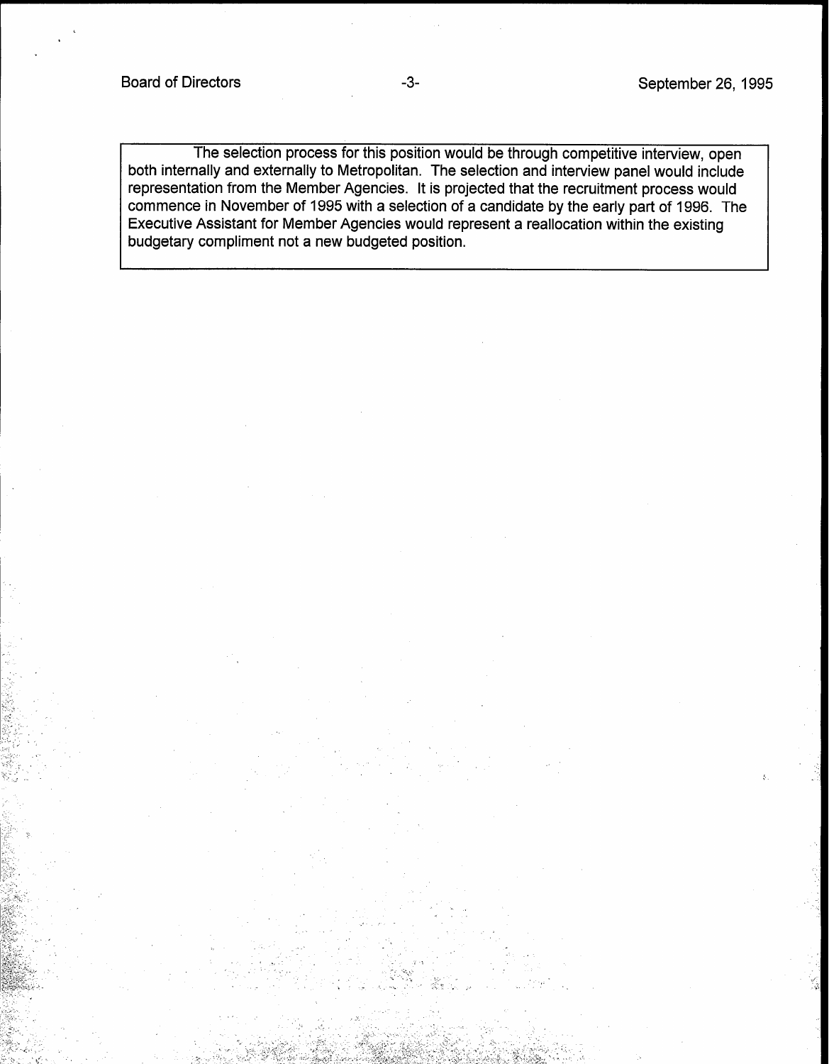The selection process for this position would be through competitive interview, open both internally and externally to Metropolitan. The selection and interview panel would include representation from the Member Agencies. It is projected that the recruitment process would commence in November of 1995 with a selection of a candidate by the early part of 1996. The Executive Assistant for Member Agencies would represent a reallocation within the existing budgetary compliment not a new budgeted position.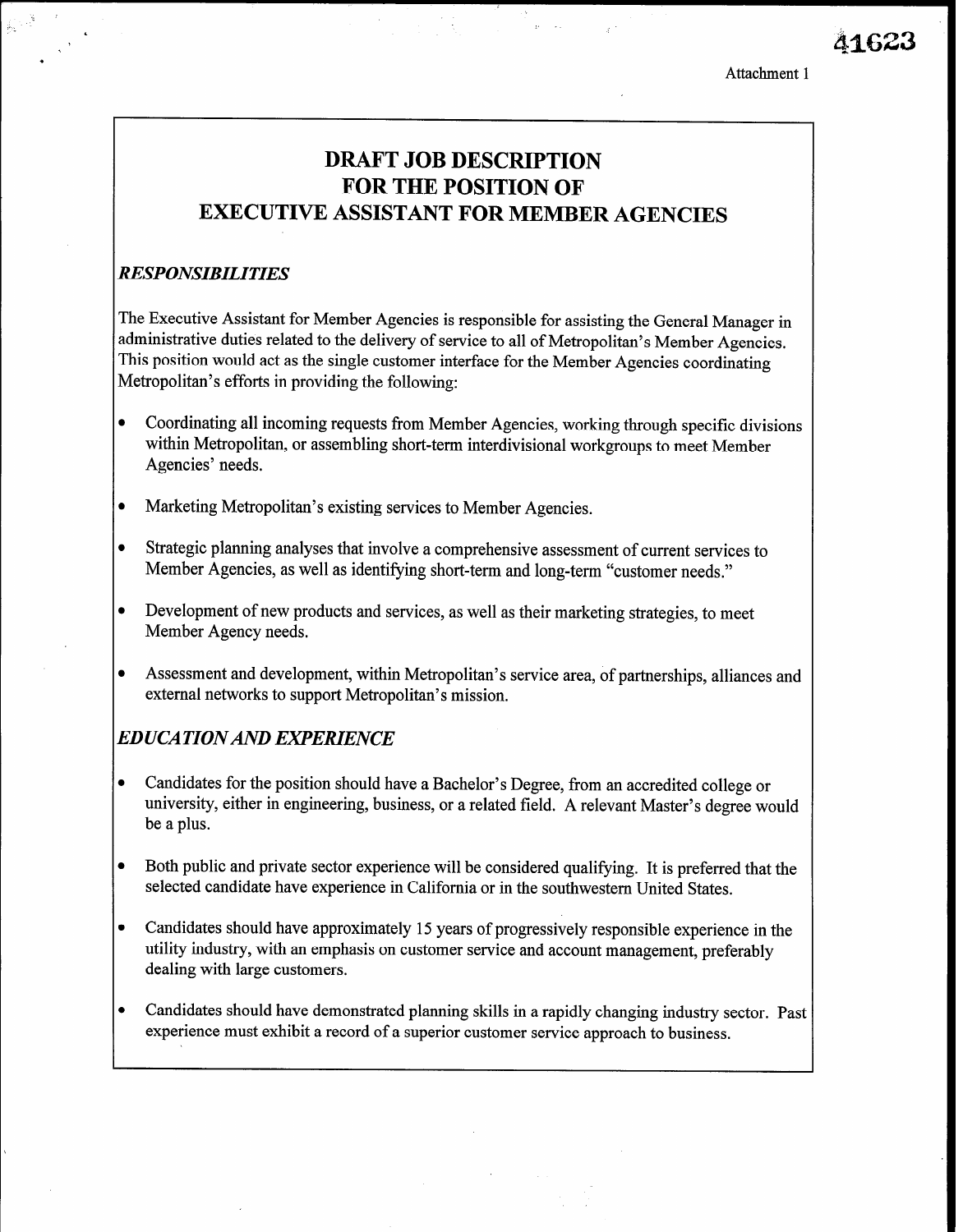Attachment 1

# DRAFT JOB DESCRIPTION FOR THE POSITION OF EXECUTIVE ASSISTANT FOR MEMBER AGENCIES

### *RESPONSIBILITIES*

The Executive Assistant for Member Agencies is responsible for assisting the General Manager in administrative duties related to the delivery of service to all of Metropolitan's Member Agencies. This position would act as the single customer interface for the Member Agencies coordinating Metropolitan's efforts in providing the following:

- Coordinating all incoming requests from Member Agencies, working through specific divisions within Metropolitan, or assembling short-term interdivisional workgroups to meet Member Agencies' needs.
- Marketing Metropolitan's existing services to Member Agencies.
- Strategic planning analyses that involve a comprehensive assessment of current services to Member Agencies, as well as identifying short-term and long-term "customer needs."
- Development of new products and services, as well as their marketing strategies, to meet Member Agency needs.
- Assessment and development, within Metropolitan's service area, of partnerships, alliances and external networks to support Metropolitan's mission.

### *EDUCATION AND EXPERIENCE*

- Candidates for the position should have a Bachelor's Degree, from an accredited college or university, either in engineering, business, or a related field. A relevant Master's degree would be a plus.
- Both public and private sector experience will be considered qualifying. It is preferred that the selected candidate have experience in California or in the southwestern United States.
- Candidates should have approximately 15 years of progressively responsible experience in the utility industry, with an emphasis on customer service and account management, preferably dealing with large customers.
- Candidates should have demonstrated planning skills in a rapidly changing industry sector. Past experience must exhibit a record of a superior customer service approach to business.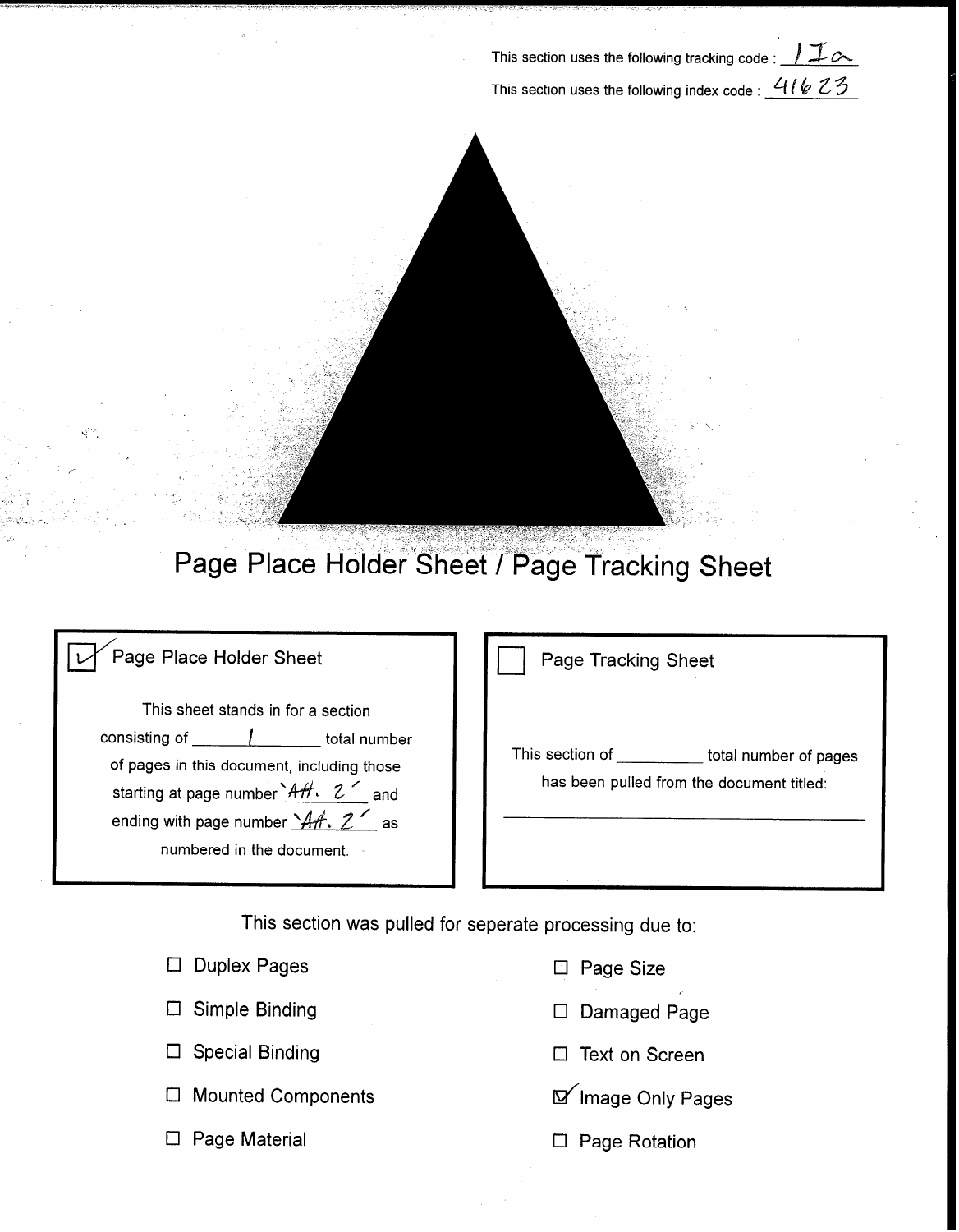This section uses the following tracking code : 1Ia

This section uses the following index code : 41623

# Page Place Holder Sheet / Page Tracking Sheet

☑ Page Place Holder Sheet

This sheet stands in for a section consisting of 1 total number of pages in this document, including those starting at page number 'Att. 2' and ending with page number 'Att. 2' as numbered in the document.

☐ Page Tracking Sheet

This section of ________ total number of pages has been pulled from the document titled:

________________________________

This section was pulled for seperate processing due to:

- ☐ Duplex Pages
- ☐ Simple Binding
- ☐ Special Binding
- ☐ Mounted Components
- ☐ Page Material
- ☐ Page Size
- ☐ Damaged Page
- ☐ Text on Screen
- ☑ Image Only Pages
- ☐ Page Rotation